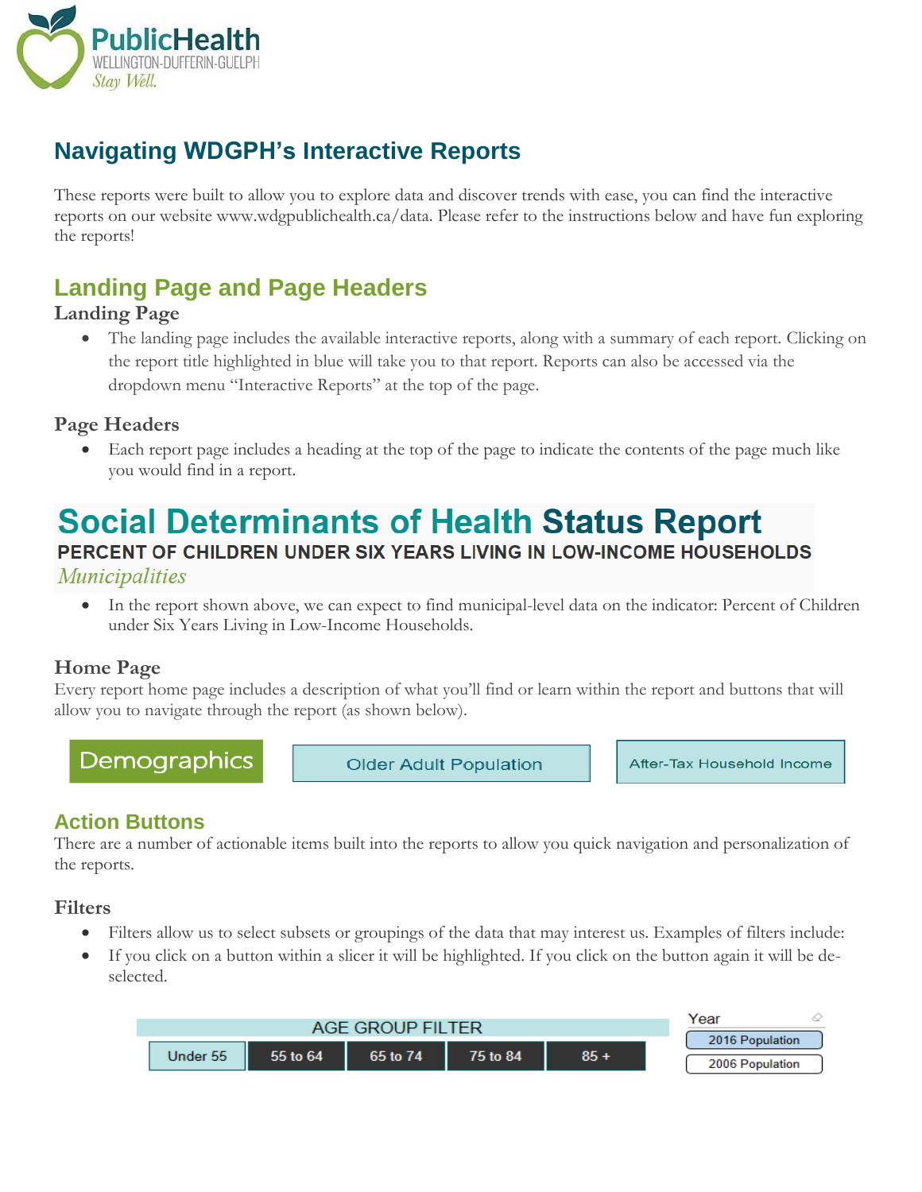# Navigating WDGPH's Interactive Reports

These reports were built to allow you to explore data and discover trends with ease, you can find the interactive reports on our website www.wdgpublichealth.ca/data. Please refer to the instructions below and have fun exploring the reports!

## Landing Page and Page Headers

### Landing Page

- The landing page includes the available interactive reports, along with a summary of each report. Clicking on the report title highlighted in blue will take you to that report. Reports can also be accessed via the dropdown menu "Interactive Reports" at the top of the page.

### Page Headers

- Each report page includes a heading at the top of the page to indicate the contents of the page much like you would find in a report.

**Social Determinants of Health Status Report**

**PERCENT OF CHILDREN UNDER SIX YEARS LIVING IN LOW-INCOME HOUSEHOLDS**

*Municipalities*

- In the report shown above, we can expect to find municipal-level data on the indicator: Percent of Children under Six Years Living in Low-Income Households.

### Home Page

Every report home page includes a description of what you'll find or learn within the report and buttons that will allow you to navigate through the report (as shown below).

Demographics | Older Adult Population | After-Tax Household Income

## Action Buttons

There are a number of actionable items built into the reports to allow you quick navigation and personalization of the reports.

### Filters

- Filters allow us to select subsets or groupings of the data that may interest us. Examples of filters include:
- If you click on a button within a slicer it will be highlighted. If you click on the button again it will be de-selected.

AGE GROUP FILTER: Under 55 | 55 to 64 | 65 to 74 | 75 to 84 | 85 +

Year: 2016 Population | 2006 Population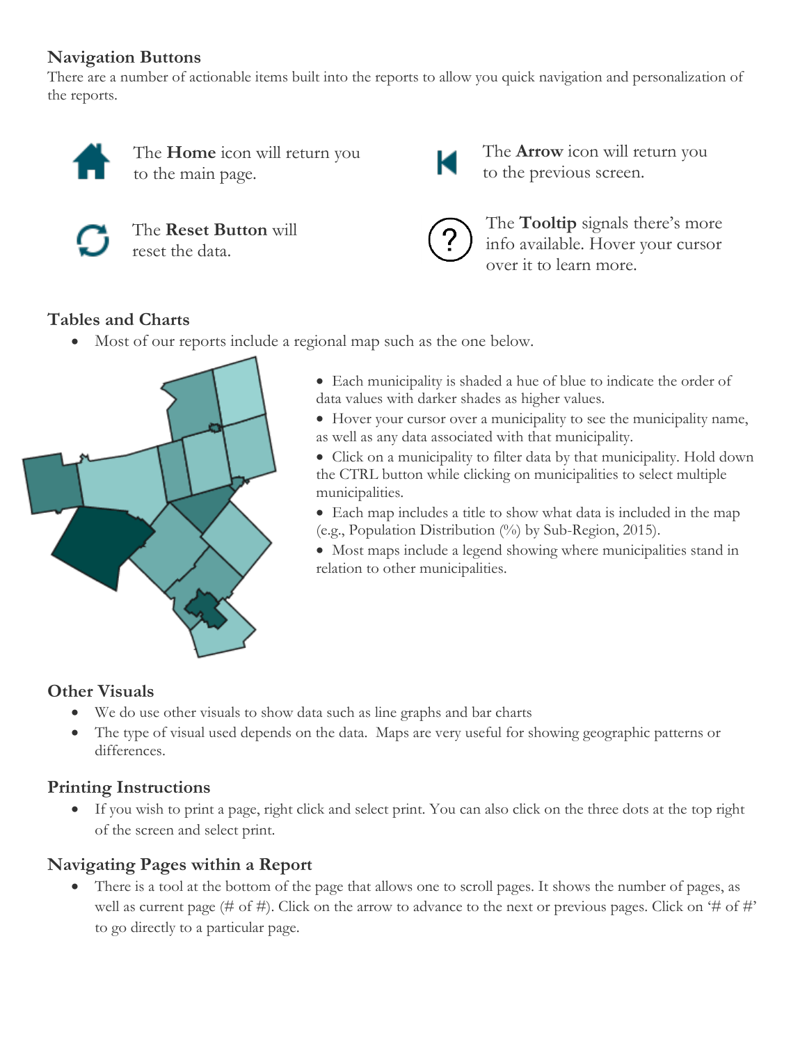## Navigation Buttons

There are a number of actionable items built into the reports to allow you quick navigation and personalization of the reports.

The **Home** icon will return you to the main page.

The **Arrow** icon will return you to the previous screen.

The **Reset Button** will reset the data.

The **Tooltip** signals there's more info available. Hover your cursor over it to learn more.

## Tables and Charts

- Most of our reports include a regional map such as the one below.

- Each municipality is shaded a hue of blue to indicate the order of data values with darker shades as higher values.
- Hover your cursor over a municipality to see the municipality name, as well as any data associated with that municipality.
- Click on a municipality to filter data by that municipality. Hold down the CTRL button while clicking on municipalities to select multiple municipalities.
- Each map includes a title to show what data is included in the map (e.g., Population Distribution (%) by Sub-Region, 2015).
- Most maps include a legend showing where municipalities stand in relation to other municipalities.

## Other Visuals

- We do use other visuals to show data such as line graphs and bar charts
- The type of visual used depends on the data. Maps are very useful for showing geographic patterns or differences.

## Printing Instructions

- If you wish to print a page, right click and select print. You can also click on the three dots at the top right of the screen and select print.

## Navigating Pages within a Report

- There is a tool at the bottom of the page that allows one to scroll pages. It shows the number of pages, as well as current page (# of #). Click on the arrow to advance to the next or previous pages. Click on '# of #' to go directly to a particular page.